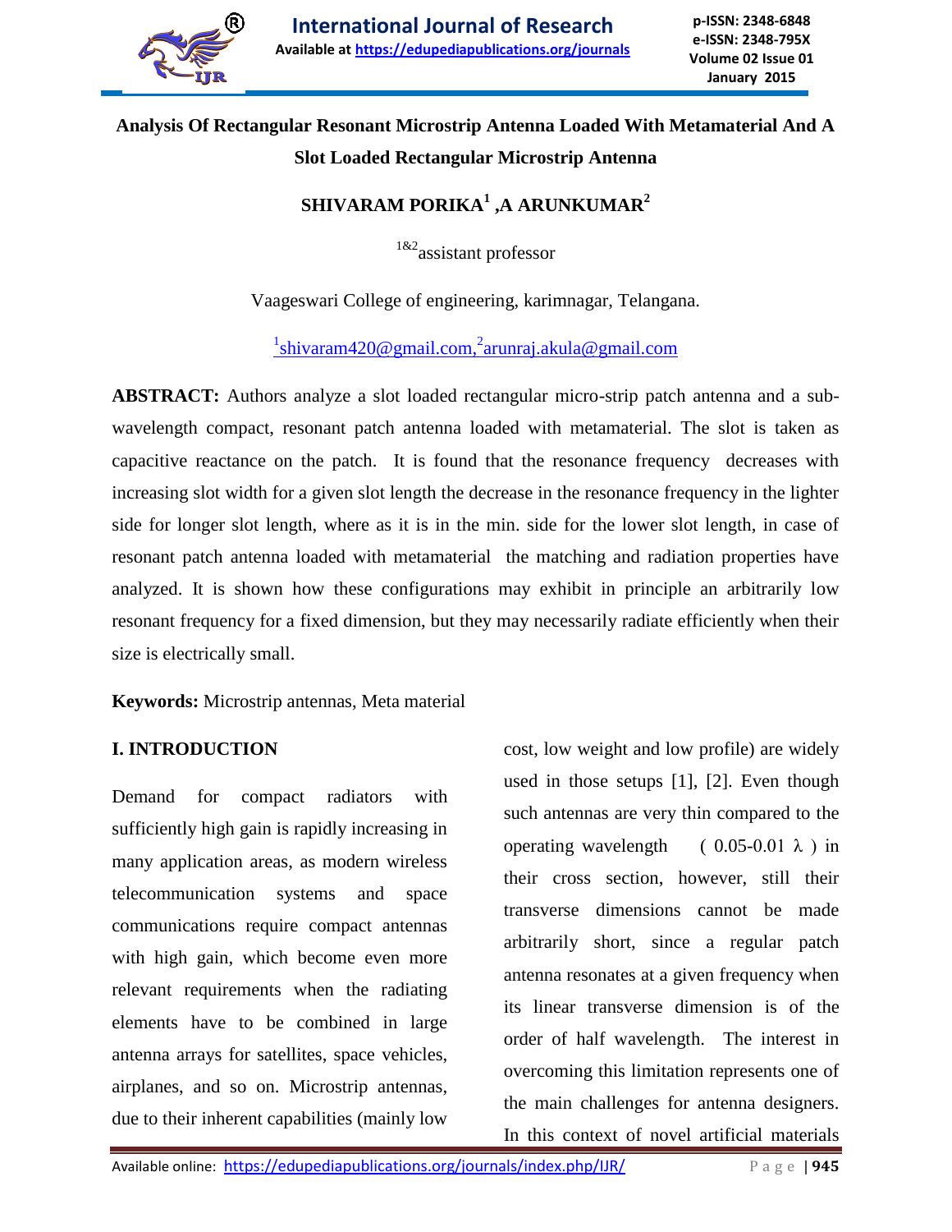# Analysis Of Rectangular Resonant Microstrip Antenna Loaded With Metamaterial And A Slot Loaded Rectangular Microstrip Antenna

**SHIVARAM PORIKA[1] ,A ARUNKUMAR[2]**

[1&2]assistant professor

Vaageswari College of engineering, karimnagar, Telangana.

[1]shivaram420@gmail.com,[2]arunraj.akula@gmail.com

**ABSTRACT:** Authors analyze a slot loaded rectangular micro-strip patch antenna and a sub-wavelength compact, resonant patch antenna loaded with metamaterial. The slot is taken as capacitive reactance on the patch. It is found that the resonance frequency decreases with increasing slot width for a given slot length the decrease in the resonance frequency in the lighter side for longer slot length, where as it is in the min. side for the lower slot length, in case of resonant patch antenna loaded with metamaterial the matching and radiation properties have analyzed. It is shown how these configurations may exhibit in principle an arbitrarily low resonant frequency for a fixed dimension, but they may necessarily radiate efficiently when their size is electrically small.

**Keywords:** Microstrip antennas, Meta material

## I. INTRODUCTION

Demand for compact radiators with sufficiently high gain is rapidly increasing in many application areas, as modern wireless telecommunication systems and space communications require compact antennas with high gain, which become even more relevant requirements when the radiating elements have to be combined in large antenna arrays for satellites, space vehicles, airplanes, and so on. Microstrip antennas, due to their inherent capabilities (mainly low cost, low weight and low profile) are widely used in those setups [1], [2]. Even though such antennas are very thin compared to the operating wavelength ( 0.05-0.01 λ ) in their cross section, however, still their transverse dimensions cannot be made arbitrarily short, since a regular patch antenna resonates at a given frequency when its linear transverse dimension is of the order of half wavelength. The interest in overcoming this limitation represents one of the main challenges for antenna designers. In this context of novel artificial materials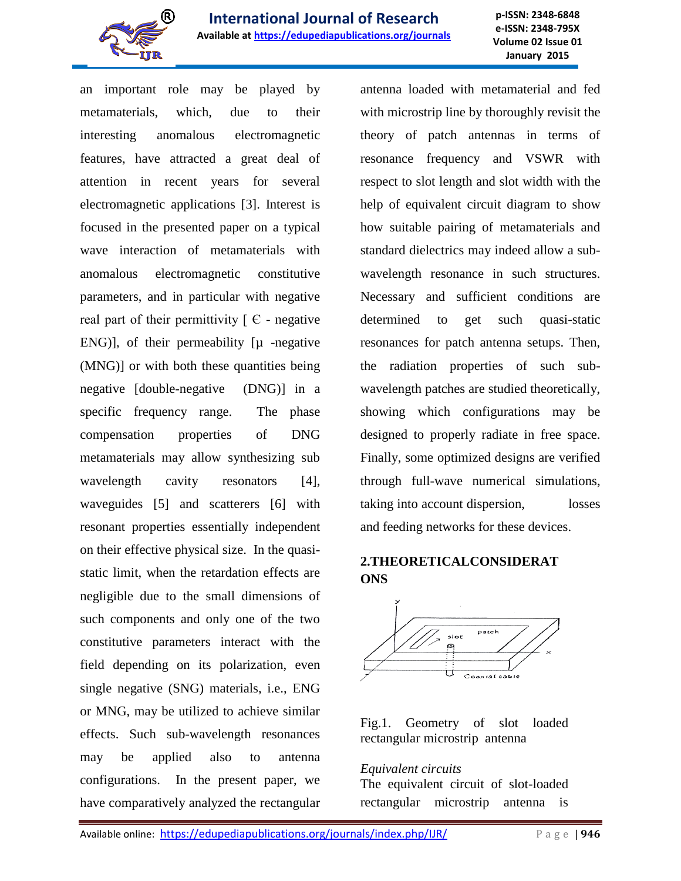an important role may be played by metamaterials, which, due to their interesting anomalous electromagnetic features, have attracted a great deal of attention in recent years for several electromagnetic applications [3]. Interest is focused in the presented paper on a typical wave interaction of metamaterials with anomalous electromagnetic constitutive parameters, and in particular with negative real part of their permittivity [ Є - negative ENG)], of their permeability [µ -negative (MNG)] or with both these quantities being negative [double-negative (DNG)] in a specific frequency range. The phase compensation properties of DNG metamaterials may allow synthesizing sub wavelength cavity resonators [4], waveguides [5] and scatterers [6] with resonant properties essentially independent on their effective physical size. In the quasi-static limit, when the retardation effects are negligible due to the small dimensions of such components and only one of the two constitutive parameters interact with the field depending on its polarization, even single negative (SNG) materials, i.e., ENG or MNG, may be utilized to achieve similar effects. Such sub-wavelength resonances may be applied also to antenna configurations. In the present paper, we have comparatively analyzed the rectangular antenna loaded with metamaterial and fed with microstrip line by thoroughly revisit the theory of patch antennas in terms of resonance frequency and VSWR with respect to slot length and slot width with the help of equivalent circuit diagram to show how suitable pairing of metamaterials and standard dielectrics may indeed allow a sub-wavelength resonance in such structures. Necessary and sufficient conditions are determined to get such quasi-static resonances for patch antenna setups. Then, the radiation properties of such sub-wavelength patches are studied theoretically, showing which configurations may be designed to properly radiate in free space. Finally, some optimized designs are verified through full-wave numerical simulations, taking into account dispersion, losses and feeding networks for these devices.

## 2.THEORETICALCONSIDERATONS

Fig.1. Geometry of slot loaded rectangular microstrip antenna

*Equivalent circuits*

The equivalent circuit of slot-loaded rectangular microstrip antenna is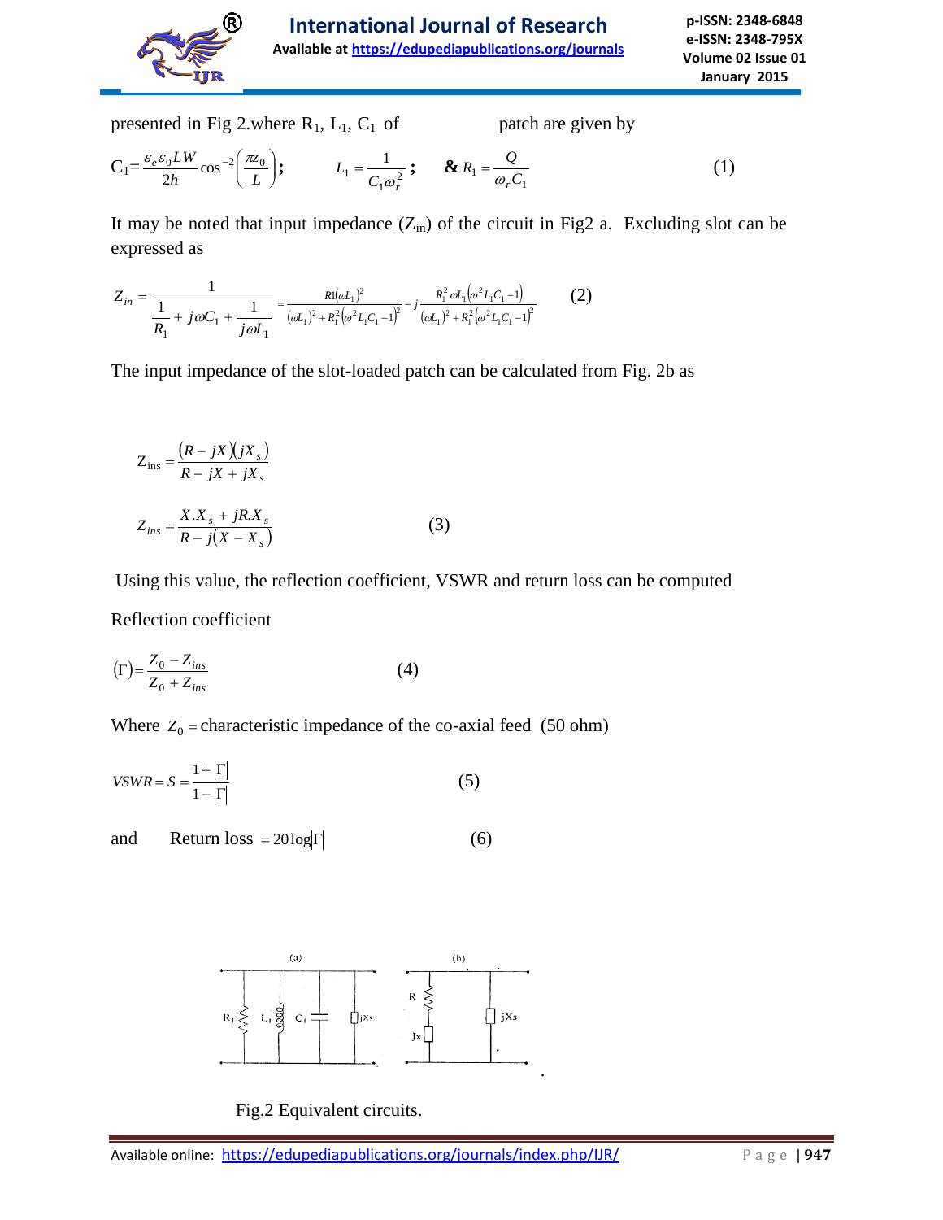presented in Fig 2.where $R_1$, $L_1$, $C_1$ of patch are given by

$$C_1 = \frac{\varepsilon_e \varepsilon_0 LW}{2h} \cos^{-2}\left(\frac{\pi z_0}{L}\right); \qquad L_1 = \frac{1}{C_1 \omega_r^2}; \qquad \& \; R_1 = \frac{Q}{\omega_r C_1} \tag{1}$$

It may be noted that input impedance ($Z_{in}$) of the circuit in Fig2 a. Excluding slot can be expressed as

$$Z_{in} = \frac{1}{\dfrac{1}{R_1} + j\omega C_1 + \dfrac{1}{j\omega L_1}} = \frac{R1(\omega L_1)^2}{(\omega L_1)^2 + R_1^2\left(\omega^2 L_1 C_1 - 1\right)^2} - j\frac{R_1^2 \omega L_1\left(\omega^2 L_1 C_1 - 1\right)}{(\omega L_1)^2 + R_1^2\left(\omega^2 L_1 C_1 - 1\right)^2} \tag{2}$$

The input impedance of the slot-loaded patch can be calculated from Fig. 2b as

$$Z_{ins} = \frac{(R - jX)(jX_s)}{R - jX + jX_s}$$

$$Z_{ins} = \frac{X.X_s + jR.X_s}{R - j(X - X_s)} \tag{3}$$

Using this value, the reflection coefficient, VSWR and return loss can be computed

Reflection coefficient

$$(\Gamma) = \frac{Z_0 - Z_{ins}}{Z_0 + Z_{ins}} \tag{4}$$

Where $Z_0 =$ characteristic impedance of the co-axial feed (50 ohm)

$$VSWR = S = \frac{1 + |\Gamma|}{1 - |\Gamma|} \tag{5}$$

and Return loss $= 20\log|\Gamma|$ (6)

Fig.2 Equivalent circuits.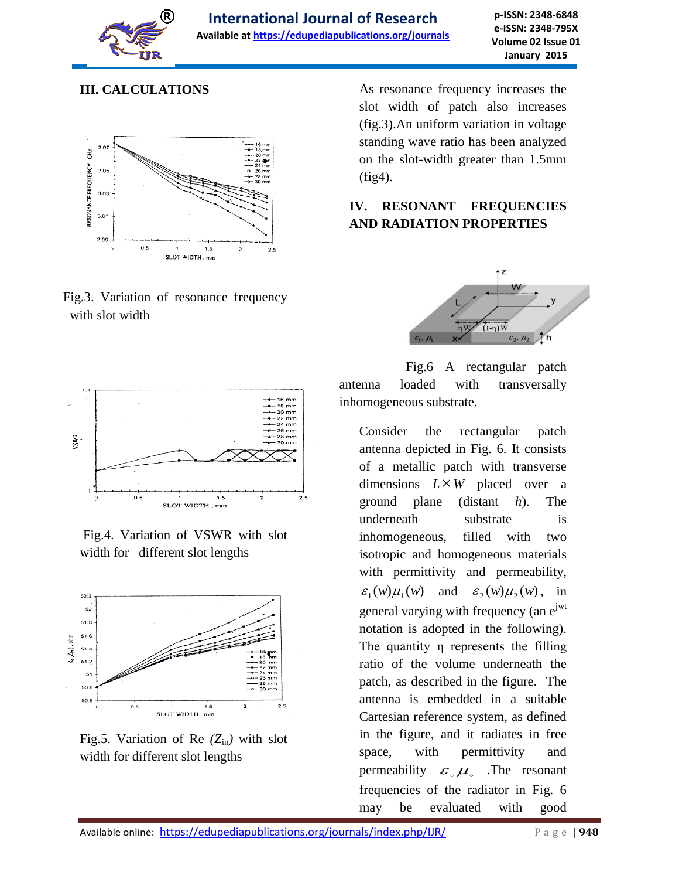## III. CALCULATIONS

Fig.3. Variation of resonance frequency with slot width

Fig.4. Variation of VSWR with slot width for different slot lengths

Fig.5. Variation of Re $(Z_{in})$ with slot width for different slot lengths

As resonance frequency increases the slot width of patch also increases (fig.3).An uniform variation in voltage standing wave ratio has been analyzed on the slot-width greater than 1.5mm (fig4).

## IV. RESONANT FREQUENCIES AND RADIATION PROPERTIES

Fig.6 A rectangular patch antenna loaded with transversally inhomogeneous substrate.

Consider the rectangular patch antenna depicted in Fig. 6. It consists of a metallic patch with transverse dimensions $L \times W$ placed over a ground plane (distant $h$). The underneath substrate is inhomogeneous, filled with two isotropic and homogeneous materials with permittivity and permeability, $\varepsilon_1(w)\mu_1(w)$ and $\varepsilon_2(w)\mu_2(w)$, in general varying with frequency (an $e^{jwt}$ notation is adopted in the following). The quantity η represents the filling ratio of the volume underneath the patch, as described in the figure. The antenna is embedded in a suitable Cartesian reference system, as defined in the figure, and it radiates in free space, with permittivity and permeability $\varepsilon_{\circ}\mu_{\circ}$ .The resonant frequencies of the radiator in Fig. 6 may be evaluated with good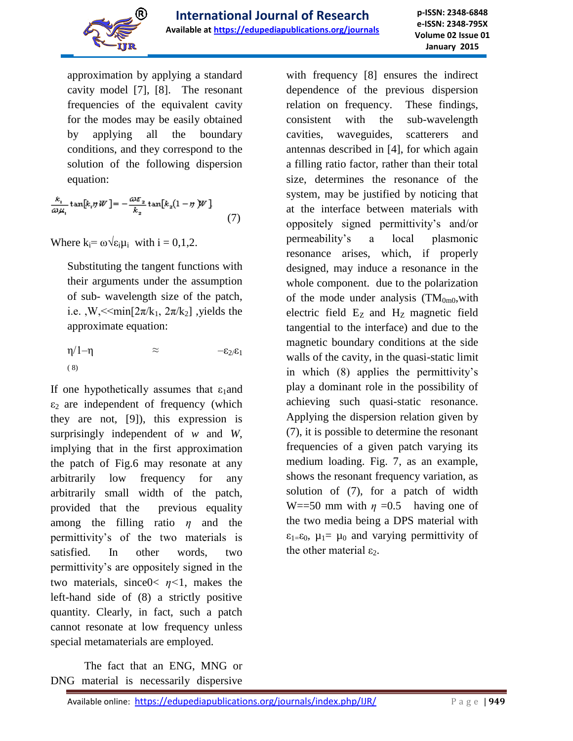approximation by applying a standard cavity model [7], [8]. The resonant frequencies of the equivalent cavity for the modes may be easily obtained by applying all the boundary conditions, and they correspond to the solution of the following dispersion equation:

$$\frac{k_1}{\omega\mu_1}\tan[k_1\eta W] = -\frac{\omega\varepsilon_2}{k_2}\tan[k_2(1-\eta)W] \tag{7}$$

Where $k_i = \omega\sqrt{\varepsilon_i\mu_i}$ with i = 0,1,2.

Substituting the tangent functions with their arguments under the assumption of sub- wavelength size of the patch, i.e. ,W,<<min[$2\pi/k_1$, $2\pi/k_2$] ,yields the approximate equation:

$$\eta/1-\eta \approx -\varepsilon_2/\varepsilon_1 \tag{8}$$

If one hypothetically assumes that $\varepsilon_1$and $\varepsilon_2$ are independent of frequency (which they are not, [9]), this expression is surprisingly independent of *w* and *W*, implying that in the first approximation the patch of Fig.6 may resonate at any arbitrarily low frequency for any arbitrarily small width of the patch, provided that the previous equality among the filling ratio $\eta$ and the permittivity's of the two materials is satisfied. In other words, two permittivity's are oppositely signed in the two materials, since$0< \eta<1$, makes the left-hand side of (8) a strictly positive quantity. Clearly, in fact, such a patch cannot resonate at low frequency unless special metamaterials are employed.

The fact that an ENG, MNG or DNG material is necessarily dispersive with frequency [8] ensures the indirect dependence of the previous dispersion relation on frequency. These findings, consistent with the sub-wavelength cavities, waveguides, scatterers and antennas described in [4], for which again a filling ratio factor, rather than their total size, determines the resonance of the system, may be justified by noticing that at the interface between materials with oppositely signed permittivity's and/or permeability's a local plasmonic resonance arises, which, if properly designed, may induce a resonance in the whole component. due to the polarization of the mode under analysis ($TM_{0m0}$,with electric field $E_Z$ and $H_Z$ magnetic field tangential to the interface) and due to the magnetic boundary conditions at the side walls of the cavity, in the quasi-static limit in which (8) applies the permittivity's play a dominant role in the possibility of achieving such quasi-static resonance. Applying the dispersion relation given by (7), it is possible to determine the resonant frequencies of a given patch varying its medium loading. Fig. 7, as an example, shows the resonant frequency variation, as solution of (7), for a patch of width W==50 mm with $\eta$ =0.5 having one of the two media being a DPS material with $\varepsilon_1=\varepsilon_0$, $\mu_1=\mu_0$ and varying permittivity of the other material $\varepsilon_2$.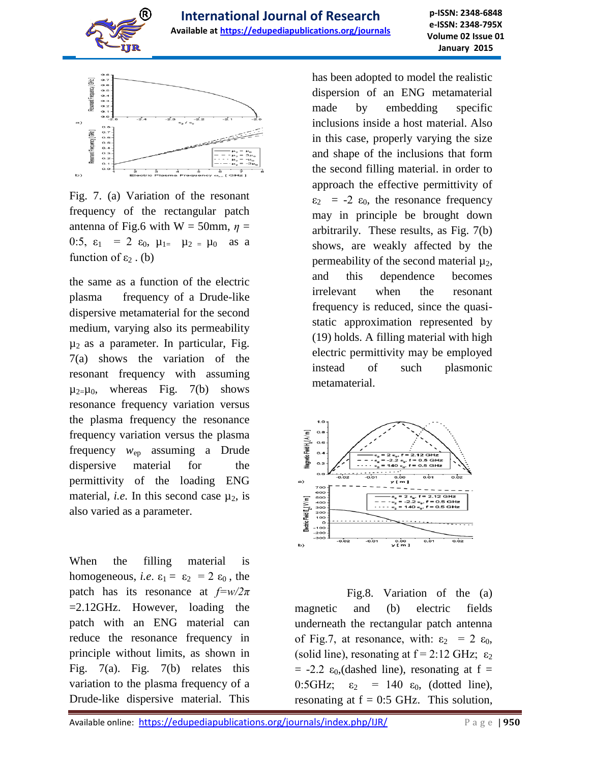Fig. 7. (a) Variation of the resonant frequency of the rectangular patch antenna of Fig.6 with W = 50mm, $\eta$ = 0:5, $\varepsilon_1 = 2\ \varepsilon_0$, $\mu_1 = \mu_2 = \mu_0$ as a function of $\varepsilon_2$ . (b)

the same as a function of the electric plasma frequency of a Drude-like dispersive metamaterial for the second medium, varying also its permeability $\mu_2$ as a parameter. In particular, Fig. 7(a) shows the variation of the resonant frequency with assuming $\mu_2 = \mu_0$, whereas Fig. 7(b) shows resonance frequency variation versus the plasma frequency the resonance frequency variation versus the plasma frequency $w_{ep}$ assuming a Drude dispersive material for the permittivity of the loading ENG material, *i.e.* In this second case $\mu_2$, is also varied as a parameter.

When the filling material is homogeneous, *i.e.* $\varepsilon_1 = \varepsilon_2 = 2\ \varepsilon_0$ , the patch has its resonance at $f = w/2\pi$ =2.12GHz. However, loading the patch with an ENG material can reduce the resonance frequency in principle without limits, as shown in Fig. 7(a). Fig. 7(b) relates this variation to the plasma frequency of a Drude-like dispersive material. This has been adopted to model the realistic dispersion of an ENG metamaterial made by embedding specific inclusions inside a host material. Also in this case, properly varying the size and shape of the inclusions that form the second filling material. in order to approach the effective permittivity of $\varepsilon_2 = -2\ \varepsilon_0$, the resonance frequency may in principle be brought down arbitrarily. These results, as Fig. 7(b) shows, are weakly affected by the permeability of the second material $\mu_2$, and this dependence becomes irrelevant when the resonant frequency is reduced, since the quasi-static approximation represented by (19) holds. A filling material with high electric permittivity may be employed instead of such plasmonic metamaterial.

Fig.8. Variation of the (a) magnetic and (b) electric fields underneath the rectangular patch antenna of Fig.7, at resonance, with: $\varepsilon_2 = 2\ \varepsilon_0$, (solid line), resonating at f = 2:12 GHz; $\varepsilon_2 = -2.2\ \varepsilon_0$,(dashed line), resonating at f = 0:5GHz; $\varepsilon_2 = 140\ \varepsilon_0$, (dotted line), resonating at f = 0:5 GHz. This solution,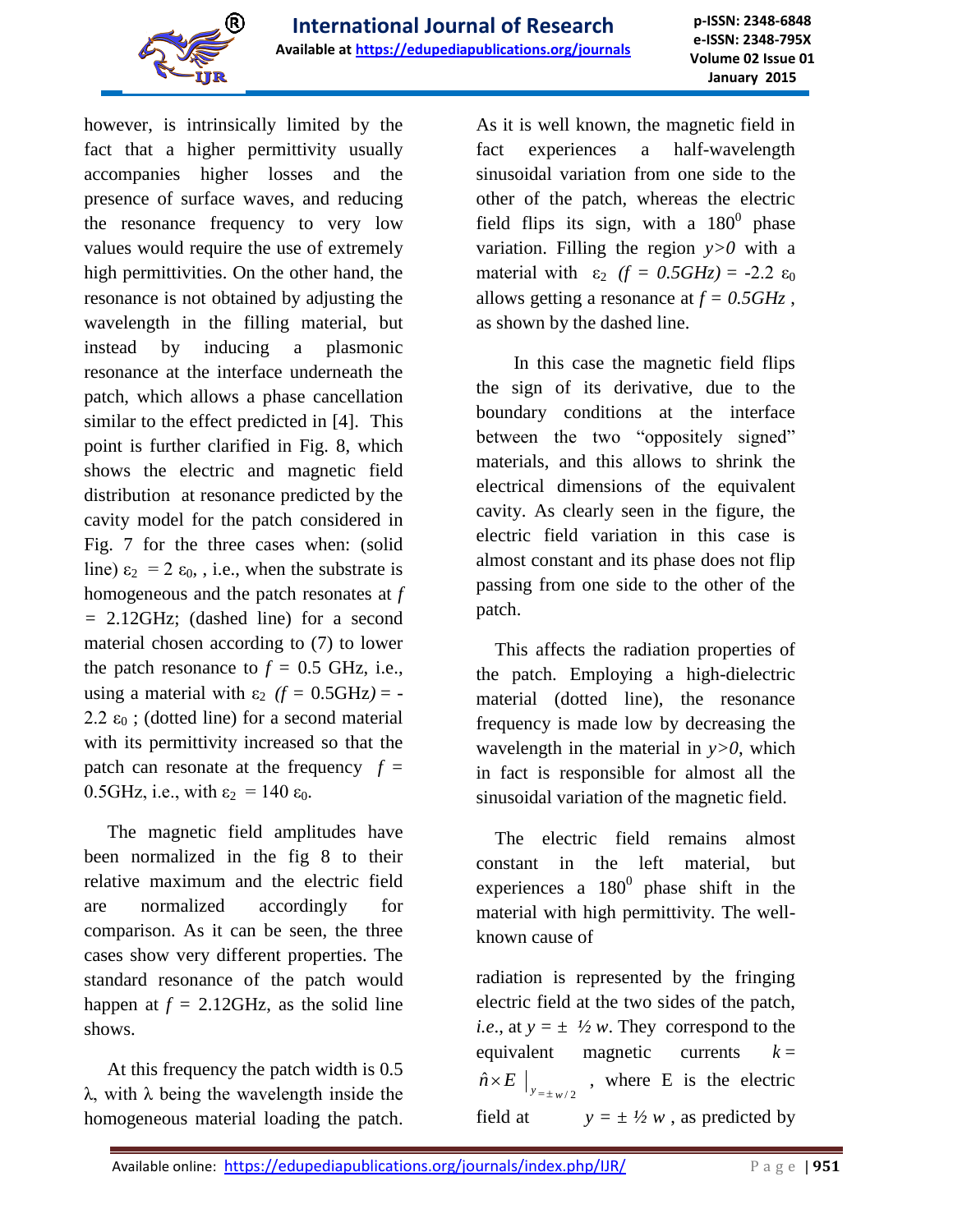however, is intrinsically limited by the fact that a higher permittivity usually accompanies higher losses and the presence of surface waves, and reducing the resonance frequency to very low values would require the use of extremely high permittivities. On the other hand, the resonance is not obtained by adjusting the wavelength in the filling material, but instead by inducing a plasmonic resonance at the interface underneath the patch, which allows a phase cancellation similar to the effect predicted in [4]. This point is further clarified in Fig. 8, which shows the electric and magnetic field distribution at resonance predicted by the cavity model for the patch considered in Fig. 7 for the three cases when: (solid line) $\varepsilon_2 = 2\,\varepsilon_0$, , i.e., when the substrate is homogeneous and the patch resonates at $f = 2.12$GHz; (dashed line) for a second material chosen according to (7) to lower the patch resonance to $f = 0.5$ GHz, i.e., using a material with $\varepsilon_2$ $(f = 0.5\text{GHz}) = -2.2\,\varepsilon_0$ ; (dotted line) for a second material with its permittivity increased so that the patch can resonate at the frequency $f = 0.5$GHz, i.e., with $\varepsilon_2 = 140\,\varepsilon_0$.

The magnetic field amplitudes have been normalized in the fig 8 to their relative maximum and the electric field are normalized accordingly for comparison. As it can be seen, the three cases show very different properties. The standard resonance of the patch would happen at $f = 2.12$GHz, as the solid line shows.

At this frequency the patch width is 0.5 λ, with λ being the wavelength inside the homogeneous material loading the patch. As it is well known, the magnetic field in fact experiences a half-wavelength sinusoidal variation from one side to the other of the patch, whereas the electric field flips its sign, with a $180^0$ phase variation. Filling the region $y>0$ with a material with $\varepsilon_2$ $(f = 0.5GHz) = -2.2\,\varepsilon_0$ allows getting a resonance at $f = 0.5GHz$ , as shown by the dashed line.

In this case the magnetic field flips the sign of its derivative, due to the boundary conditions at the interface between the two "oppositely signed" materials, and this allows to shrink the electrical dimensions of the equivalent cavity. As clearly seen in the figure, the electric field variation in this case is almost constant and its phase does not flip passing from one side to the other of the patch.

This affects the radiation properties of the patch. Employing a high-dielectric material (dotted line), the resonance frequency is made low by decreasing the wavelength in the material in $y>0$, which in fact is responsible for almost all the sinusoidal variation of the magnetic field.

The electric field remains almost constant in the left material, but experiences a $180^0$ phase shift in the material with high permittivity. The well-known cause of

radiation is represented by the fringing electric field at the two sides of the patch, *i.e.*, at $y = \pm\ \frac{1}{2}\,w$. They correspond to the equivalent magnetic currents $k = \hat{n} \times E\,\big|_{y=\pm w/2}$ , where E is the electric field at $y = \pm \frac{1}{2}\,w$ , as predicted by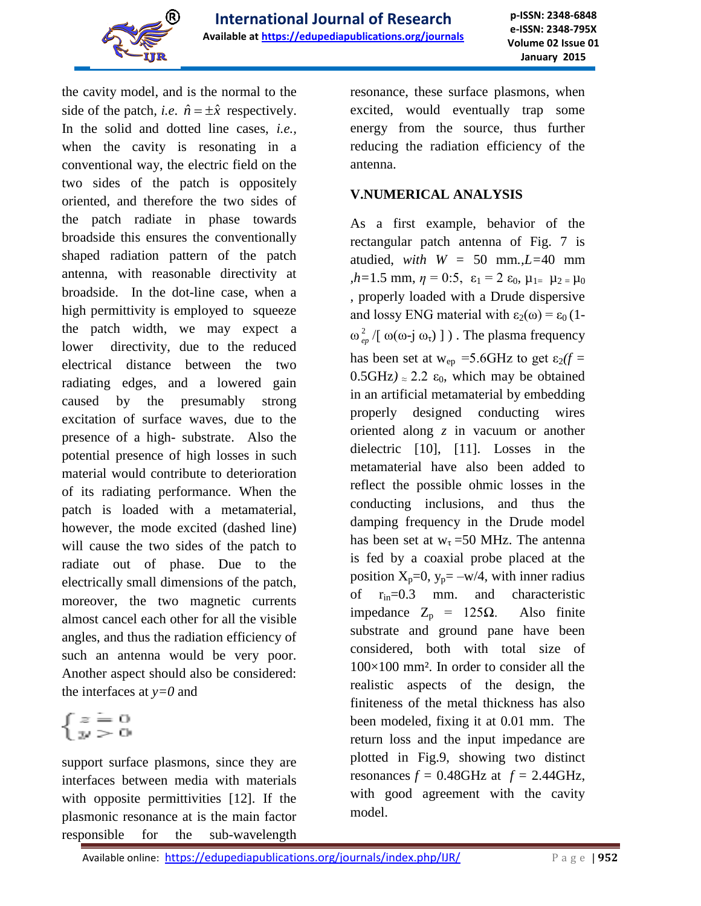the cavity model, and is the normal to the side of the patch, *i.e.* $\hat{n} = \pm\hat{x}$ respectively. In the solid and dotted line cases, *i.e.,* when the cavity is resonating in a conventional way, the electric field on the two sides of the patch is oppositely oriented, and therefore the two sides of the patch radiate in phase towards broadside this ensures the conventionally shaped radiation pattern of the patch antenna, with reasonable directivity at broadside. In the dot-line case, when a high permittivity is employed to squeeze the patch width, we may expect a lower directivity, due to the reduced electrical distance between the two radiating edges, and a lowered gain caused by the presumably strong excitation of surface waves, due to the presence of a high- substrate. Also the potential presence of high losses in such material would contribute to deterioration of its radiating performance. When the patch is loaded with a metamaterial, however, the mode excited (dashed line) will cause the two sides of the patch to radiate out of phase. Due to the electrically small dimensions of the patch, moreover, the two magnetic currents almost cancel each other for all the visible angles, and thus the radiation efficiency of such an antenna would be very poor. Another aspect should also be considered: the interfaces at *y=0* and

$$\begin{cases} z = 0 \\ y > 0 \end{cases}$$

support surface plasmons, since they are interfaces between media with materials with opposite permittivities [12]. If the plasmonic resonance at is the main factor responsible for the sub-wavelength resonance, these surface plasmons, when excited, would eventually trap some energy from the source, thus further reducing the radiation efficiency of the antenna.

## V.NUMERICAL ANALYSIS

As a first example, behavior of the rectangular patch antenna of Fig. 7 is atudied, *with* $W$ = 50 mm.,$L$=40 mm ,$h$=1.5 mm, $\eta$ = 0:5, $\varepsilon_1 = 2\,\varepsilon_0$, $\mu_1 = \mu_2 = \mu_0$ , properly loaded with a Drude dispersive and lossy ENG material with $\varepsilon_2(\omega) = \varepsilon_0\,(1-\omega_{ep}^2/[\,\omega(\omega\text{-j}\,\omega_\tau)\,]\,)$ . The plasma frequency has been set at $w_{ep}$ =5.6GHz to get $\varepsilon_2(f$ = 0.5GHz$) \approx 2.2\,\varepsilon_0$, which may be obtained in an artificial metamaterial by embedding properly designed conducting wires oriented along *z* in vacuum or another dielectric [10], [11]. Losses in the metamaterial have also been added to reflect the possible ohmic losses in the conducting inclusions, and thus the damping frequency in the Drude model has been set at $w_\tau$ =50 MHz. The antenna is fed by a coaxial probe placed at the position $X_p$=0, $y_p$= –w/4, with inner radius of $r_{in}$=0.3 mm. and characteristic impedance $Z_p$ = 125Ω. Also finite substrate and ground pane have been considered, both with total size of 100×100 mm². In order to consider all the realistic aspects of the design, the finiteness of the metal thickness has also been modeled, fixing it at 0.01 mm. The return loss and the input impedance are plotted in Fig.9, showing two distinct resonances $f$ = 0.48GHz at $f$ = 2.44GHz, with good agreement with the cavity model.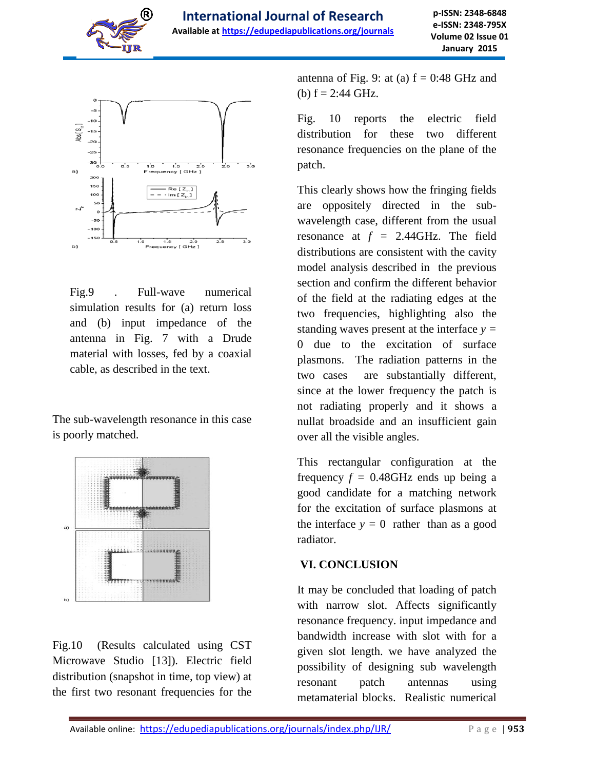Fig.9 . Full-wave numerical simulation results for (a) return loss and (b) input impedance of the antenna in Fig. 7 with a Drude material with losses, fed by a coaxial cable, as described in the text.

The sub-wavelength resonance in this case is poorly matched.

Fig.10 (Results calculated using CST Microwave Studio [13]). Electric field distribution (snapshot in time, top view) at the first two resonant frequencies for the antenna of Fig. 9: at (a) f = 0:48 GHz and (b) f = 2:44 GHz.

Fig. 10 reports the electric field distribution for these two different resonance frequencies on the plane of the patch.

This clearly shows how the fringing fields are oppositely directed in the sub-wavelength case, different from the usual resonance at $f$ = 2.44GHz. The field distributions are consistent with the cavity model analysis described in the previous section and confirm the different behavior of the field at the radiating edges at the two frequencies, highlighting also the standing waves present at the interface $y = 0$ due to the excitation of surface plasmons. The radiation patterns in the two cases are substantially different, since at the lower frequency the patch is not radiating properly and it shows a nullat broadside and an insufficient gain over all the visible angles.

This rectangular configuration at the frequency $f$ = 0.48GHz ends up being a good candidate for a matching network for the excitation of surface plasmons at the interface $y = 0$ rather than as a good radiator.

## VI. CONCLUSION

It may be concluded that loading of patch with narrow slot. Affects significantly resonance frequency. input impedance and bandwidth increase with slot with for a given slot length. we have analyzed the possibility of designing sub wavelength resonant patch antennas using metamaterial blocks. Realistic numerical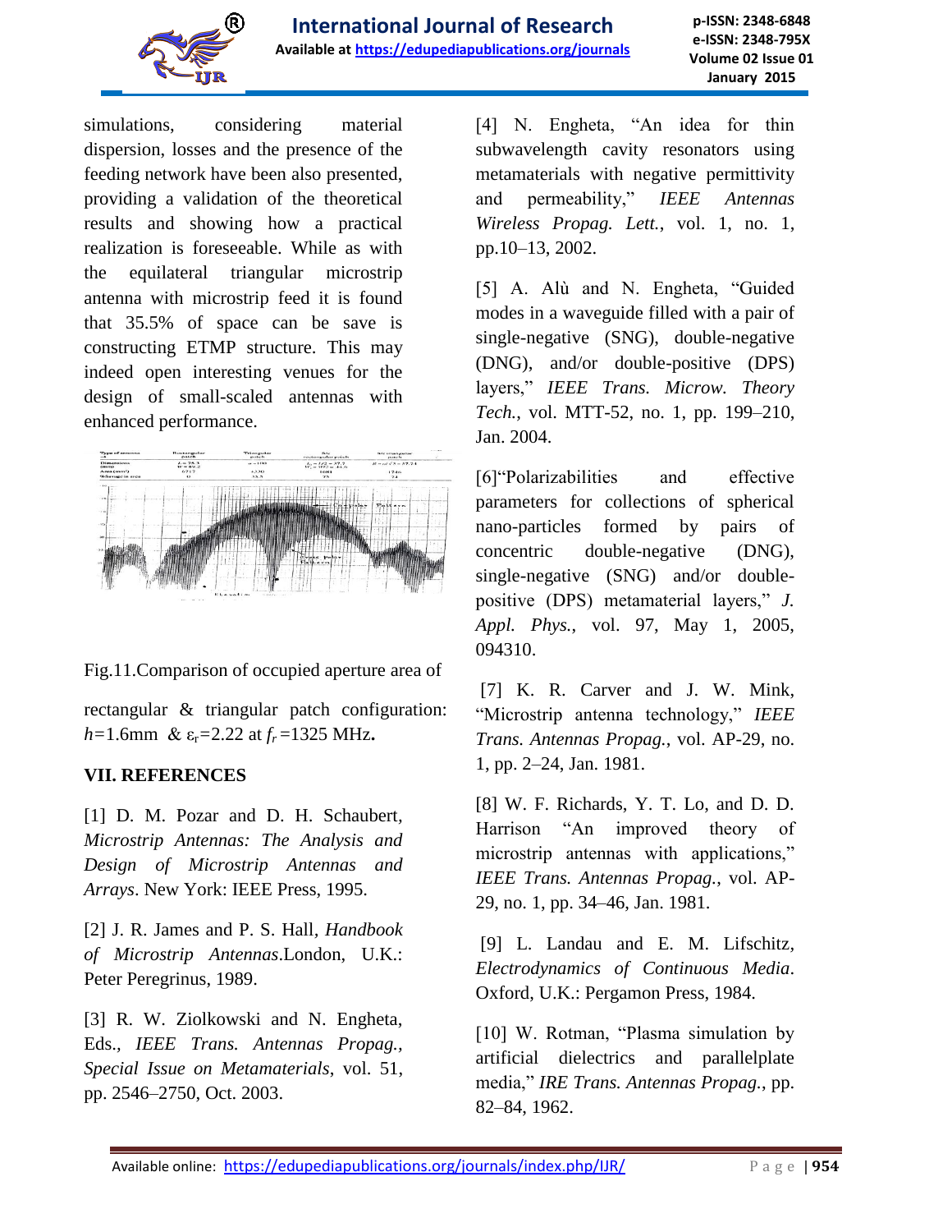simulations, considering material dispersion, losses and the presence of the feeding network have been also presented, providing a validation of the theoretical results and showing how a practical realization is foreseeable. While as with the equilateral triangular microstrip antenna with microstrip feed it is found that 35.5% of space can be save is constructing ETMP structure. This may indeed open interesting venues for the design of small-scaled antennas with enhanced performance.

Fig.11.Comparison of occupied aperture area of rectangular & triangular patch configuration: $h$=1.6mm & $\varepsilon_r$=2.22 at $f_r$ =1325 MHz**.**

## VII. REFERENCES

[1] D. M. Pozar and D. H. Schaubert, *Microstrip Antennas: The Analysis and Design of Microstrip Antennas and Arrays*. New York: IEEE Press, 1995.

[2] J. R. James and P. S. Hall, *Handbook of Microstrip Antennas*.London, U.K.: Peter Peregrinus, 1989.

[3] R. W. Ziolkowski and N. Engheta, Eds., *IEEE Trans. Antennas Propag., Special Issue on Metamaterials*, vol. 51, pp. 2546–2750, Oct. 2003.

[4] N. Engheta, "An idea for thin subwavelength cavity resonators using metamaterials with negative permittivity and permeability," *IEEE Antennas Wireless Propag. Lett.*, vol. 1, no. 1, pp.10–13, 2002.

[5] A. Alù and N. Engheta, "Guided modes in a waveguide filled with a pair of single-negative (SNG), double-negative (DNG), and/or double-positive (DPS) layers," *IEEE Trans. Microw. Theory Tech.*, vol. MTT-52, no. 1, pp. 199–210, Jan. 2004.

[6]"Polarizabilities and effective parameters for collections of spherical nano-particles formed by pairs of concentric double-negative (DNG), single-negative (SNG) and/or double-positive (DPS) metamaterial layers," *J. Appl. Phys.*, vol. 97, May 1, 2005, 094310.

[7] K. R. Carver and J. W. Mink, "Microstrip antenna technology," *IEEE Trans. Antennas Propag.*, vol. AP-29, no. 1, pp. 2–24, Jan. 1981.

[8] W. F. Richards, Y. T. Lo, and D. D. Harrison "An improved theory of microstrip antennas with applications," *IEEE Trans. Antennas Propag.*, vol. AP-29, no. 1, pp. 34–46, Jan. 1981.

[9] L. Landau and E. M. Lifschitz, *Electrodynamics of Continuous Media*. Oxford, U.K.: Pergamon Press, 1984.

[10] W. Rotman, "Plasma simulation by artificial dielectrics and parallelplate media," *IRE Trans. Antennas Propag.*, pp. 82–84, 1962.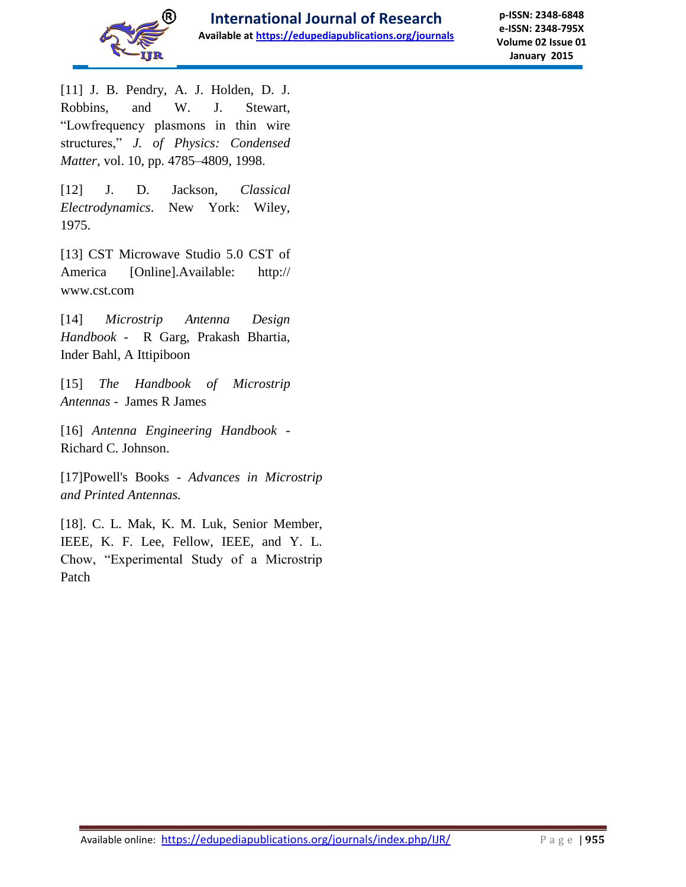[11] J. B. Pendry, A. J. Holden, D. J. Robbins, and W. J. Stewart, "Lowfrequency plasmons in thin wire structures," *J. of Physics: Condensed Matter*, vol. 10, pp. 4785–4809, 1998.

[12] J. D. Jackson, *Classical Electrodynamics*. New York: Wiley, 1975.

[13] CST Microwave Studio 5.0 CST of America [Online].Available: http:// www.cst.com

[14] *Microstrip Antenna Design Handbook* - R Garg, Prakash Bhartia, Inder Bahl, A Ittipiboon

[15] *The Handbook of Microstrip Antennas* - James R James

[16] *Antenna Engineering Handbook* - Richard C. Johnson.

[17]Powell's Books - *Advances in Microstrip and Printed Antennas.*

[18]. C. L. Mak, K. M. Luk, Senior Member, IEEE, K. F. Lee, Fellow, IEEE, and Y. L. Chow, "Experimental Study of a Microstrip Patch